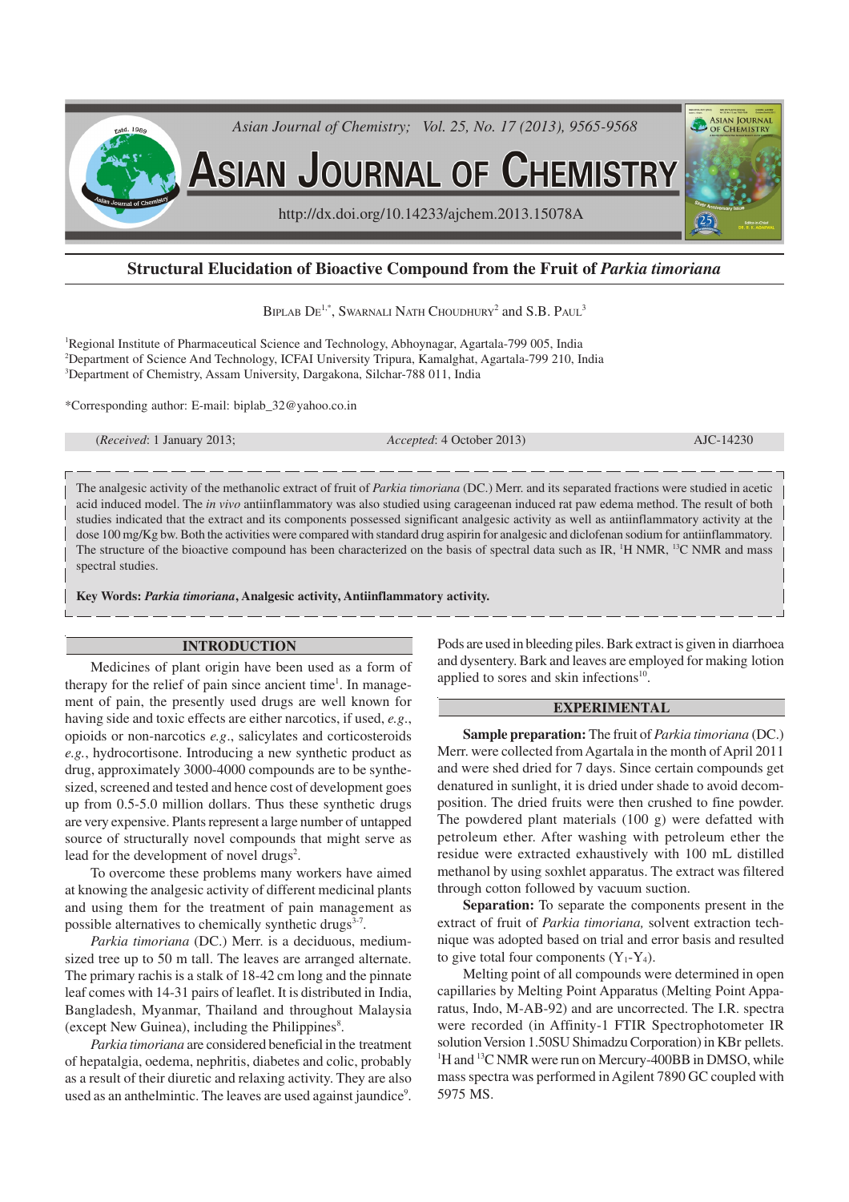# Structural Elucidation of Bioactive Compound from the Fruit of *Parkia timoriana*

Biplab De[1,*], Swarnali Nath Choudhury[2] and S.B. Paul[3]

[1]Regional Institute of Pharmaceutical Science and Technology, Abhoynagar, Agartala-799 005, India
[2]Department of Science And Technology, ICFAI University Tripura, Kamalghat, Agartala-799 210, India
[3]Department of Chemistry, Assam University, Dargakona, Silchar-788 011, India

*Corresponding author: E-mail: biplab_32@yahoo.co.in

(*Received*: 1 January 2013; *Accepted*: 4 October 2013) AJC-14230

The analgesic activity of the methanolic extract of fruit of *Parkia timoriana* (DC.) Merr. and its separated fractions were studied in acetic acid induced model. The *in vivo* antiinflammatory was also studied using carageenan induced rat paw edema method. The result of both studies indicated that the extract and its components possessed significant analgesic activity as well as antiinflammatory activity at the dose 100 mg/Kg bw. Both the activities were compared with standard drug aspirin for analgesic and diclofenan sodium for antiinflammatory. The structure of the bioactive compound has been characterized on the basis of spectral data such as IR, $^1H$ NMR, $^{13}C$ NMR and mass spectral studies.

**Key Words: *Parkia timoriana*, Analgesic activity, Antiinflammatory activity.**

## INTRODUCTION

Medicines of plant origin have been used as a form of therapy for the relief of pain since ancient time[1]. In management of pain, the presently used drugs are well known for having side and toxic effects are either narcotics, if used, *e.g.*, opioids or non-narcotics *e.g.*, salicylates and corticosteroids *e.g.*, hydrocortisone. Introducing a new synthetic product as drug, approximately 3000-4000 compounds are to be synthesized, screened and tested and hence cost of development goes up from 0.5-5.0 million dollars. Thus these synthetic drugs are very expensive. Plants represent a large number of untapped source of structurally novel compounds that might serve as lead for the development of novel drugs[2].

To overcome these problems many workers have aimed at knowing the analgesic activity of different medicinal plants and using them for the treatment of pain management as possible alternatives to chemically synthetic drugs[3-7].

*Parkia timoriana* (DC.) Merr. is a deciduous, medium-sized tree up to 50 m tall. The leaves are arranged alternate. The primary rachis is a stalk of 18-42 cm long and the pinnate leaf comes with 14-31 pairs of leaflet. It is distributed in India, Bangladesh, Myanmar, Thailand and throughout Malaysia (except New Guinea), including the Philippines[8].

*Parkia timoriana* are considered beneficial in the treatment of hepatalgia, oedema, nephritis, diabetes and colic, probably as a result of their diuretic and relaxing activity. They are also used as an anthelmintic. The leaves are used against jaundice[9]. Pods are used in bleeding piles. Bark extract is given in diarrhoea and dysentery. Bark and leaves are employed for making lotion applied to sores and skin infections[10].

## EXPERIMENTAL

**Sample preparation:** The fruit of *Parkia timoriana* (DC.) Merr. were collected from Agartala in the month of April 2011 and were shed dried for 7 days. Since certain compounds get denatured in sunlight, it is dried under shade to avoid decomposition. The dried fruits were then crushed to fine powder. The powdered plant materials (100 g) were defatted with petroleum ether. After washing with petroleum ether the residue were extracted exhaustively with 100 mL distilled methanol by using soxhlet apparatus. The extract was filtered through cotton followed by vacuum suction.

**Separation:** To separate the components present in the extract of fruit of *Parkia timoriana,* solvent extraction technique was adopted based on trial and error basis and resulted to give total four components ($Y_1$-$Y_4$).

Melting point of all compounds were determined in open capillaries by Melting Point Apparatus (Melting Point Apparatus, Indo, M-AB-92) and are uncorrected. The I.R. spectra were recorded (in Affinity-1 FTIR Spectrophotometer IR solution Version 1.50SU Shimadzu Corporation) in KBr pellets. $^1H$ and $^{13}C$ NMR were run on Mercury-400BB in DMSO, while mass spectra was performed in Agilent 7890 GC coupled with 5975 MS.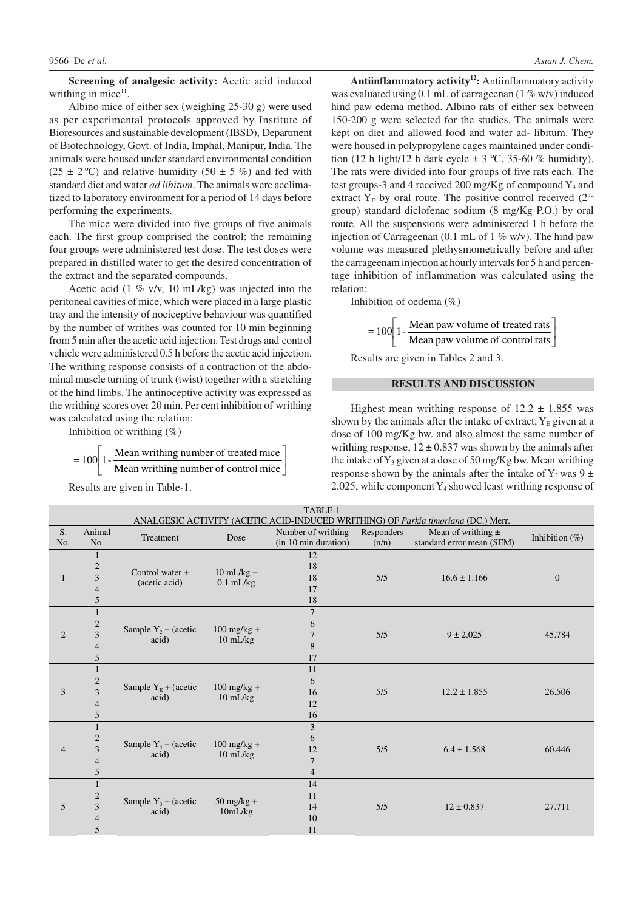**Screening of analgesic activity:** Acetic acid induced writhing in mice[11].

Albino mice of either sex (weighing 25-30 g) were used as per experimental protocols approved by Institute of Bioresources and sustainable development (IBSD), Department of Biotechnology, Govt. of India, Imphal, Manipur, India. The animals were housed under standard environmental condition (25 ± 2 ºC) and relative humidity (50 ± 5 %) and fed with standard diet and water *ad libitum*. The animals were acclimatized to laboratory environment for a period of 14 days before performing the experiments.

The mice were divided into five groups of five animals each. The first group comprised the control; the remaining four groups were administered test dose. The test doses were prepared in distilled water to get the desired concentration of the extract and the separated compounds.

Acetic acid (1 % v/v, 10 mL/kg) was injected into the peritoneal cavities of mice, which were placed in a large plastic tray and the intensity of nociceptive behaviour was quantified by the number of writhes was counted for 10 min beginning from 5 min after the acetic acid injection. Test drugs and control vehicle were administered 0.5 h before the acetic acid injection. The writhing response consists of a contraction of the abdominal muscle turning of trunk (twist) together with a stretching of the hind limbs. The antinoceptive activity was expressed as the writhing scores over 20 min. Per cent inhibition of writhing was calculated using the relation:

Inhibition of writhing (%)

$$= 100\left[1 - \frac{\text{Mean writhing number of treated mice}}{\text{Mean writhing number of control mice}}\right]$$

Results are given in Table-1.

**Antiinflammatory activity[12]:** Antiinflammatory activity was evaluated using 0.1 mL of carrageenan (1 % w/v) induced hind paw edema method. Albino rats of either sex between 150-200 g were selected for the studies. The animals were kept on diet and allowed food and water ad- libitum. They were housed in polypropylene cages maintained under condition (12 h light/12 h dark cycle ± 3 ºC, 35-60 % humidity). The rats were divided into four groups of five rats each. The test groups-3 and 4 received 200 mg/Kg of compound $Y_4$ and extract $Y_E$ by oral route. The positive control received (2[nd] group) standard diclofenac sodium (8 mg/Kg P.O.) by oral route. All the suspensions were administered 1 h before the injection of Carrageenan (0.1 mL of 1 % w/v). The hind paw volume was measured plethysmometrically before and after the carrageenam injection at hourly intervals for 5 h and percentage inhibition of inflammation was calculated using the relation:

Inhibition of oedema (%)

$$= 100\left[1 - \frac{\text{Mean paw volume of treated rats}}{\text{Mean paw volume of control rats}}\right]$$

Results are given in Tables 2 and 3.

## RESULTS AND DISCUSSION

Highest mean writhing response of 12.2 ± 1.855 was shown by the animals after the intake of extract, $Y_E$ given at a dose of 100 mg/Kg bw. and also almost the same number of writhing response, 12 ± 0.837 was shown by the animals after the intake of $Y_3$ given at a dose of 50 mg/Kg bw. Mean writhing response shown by the animals after the intake of $Y_2$ was 9 ± 2.025, while component $Y_4$ showed least writhing response of

TABLE-1
ANALGESIC ACTIVITY (ACETIC ACID-INDUCED WRITHING) OF *Parkia timoriana* (DC.) Merr.

| S. No. | Animal No. | Treatment | Dose | Number of writhing (in 10 min duration) | Responders (n/n) | Mean of writhing ± standard error mean (SEM) | Inhibition (%) |
|---|---|---|---|---|---|---|---|
| 1 | 1 | Control water + (acetic acid) | 10 mL/kg + 0.1 mL/kg | 12 | 5/5 | 16.6 ± 1.166 | 0 |
| | 2 | | | 18 | | | |
| | 3 | | | 18 | | | |
| | 4 | | | 17 | | | |
| | 5 | | | 18 | | | |
| 2 | 1 | Sample $Y_2$ + (acetic acid) | 100 mg/kg + 10 mL/kg | 7 | 5/5 | 9 ± 2.025 | 45.784 |
| | 2 | | | 6 | | | |
| | 3 | | | 7 | | | |
| | 4 | | | 8 | | | |
| | 5 | | | 17 | | | |
| 3 | 1 | Sample $Y_E$ + (acetic acid) | 100 mg/kg + 10 mL/kg | 11 | 5/5 | 12.2 ± 1.855 | 26.506 |
| | 2 | | | 6 | | | |
| | 3 | | | 16 | | | |
| | 4 | | | 12 | | | |
| | 5 | | | 16 | | | |
| 4 | 1 | Sample $Y_4$ + (acetic acid) | 100 mg/kg + 10 mL/kg | 3 | 5/5 | 6.4 ± 1.568 | 60.446 |
| | 2 | | | 6 | | | |
| | 3 | | | 12 | | | |
| | 4 | | | 7 | | | |
| | 5 | | | 4 | | | |
| 5 | 1 | Sample $Y_3$ + (acetic acid) | 50 mg/kg + 10mL/kg | 14 | 5/5 | 12 ± 0.837 | 27.711 |
| | 2 | | | 11 | | | |
| | 3 | | | 14 | | | |
| | 4 | | | 10 | | | |
| | 5 | | | 11 | | | |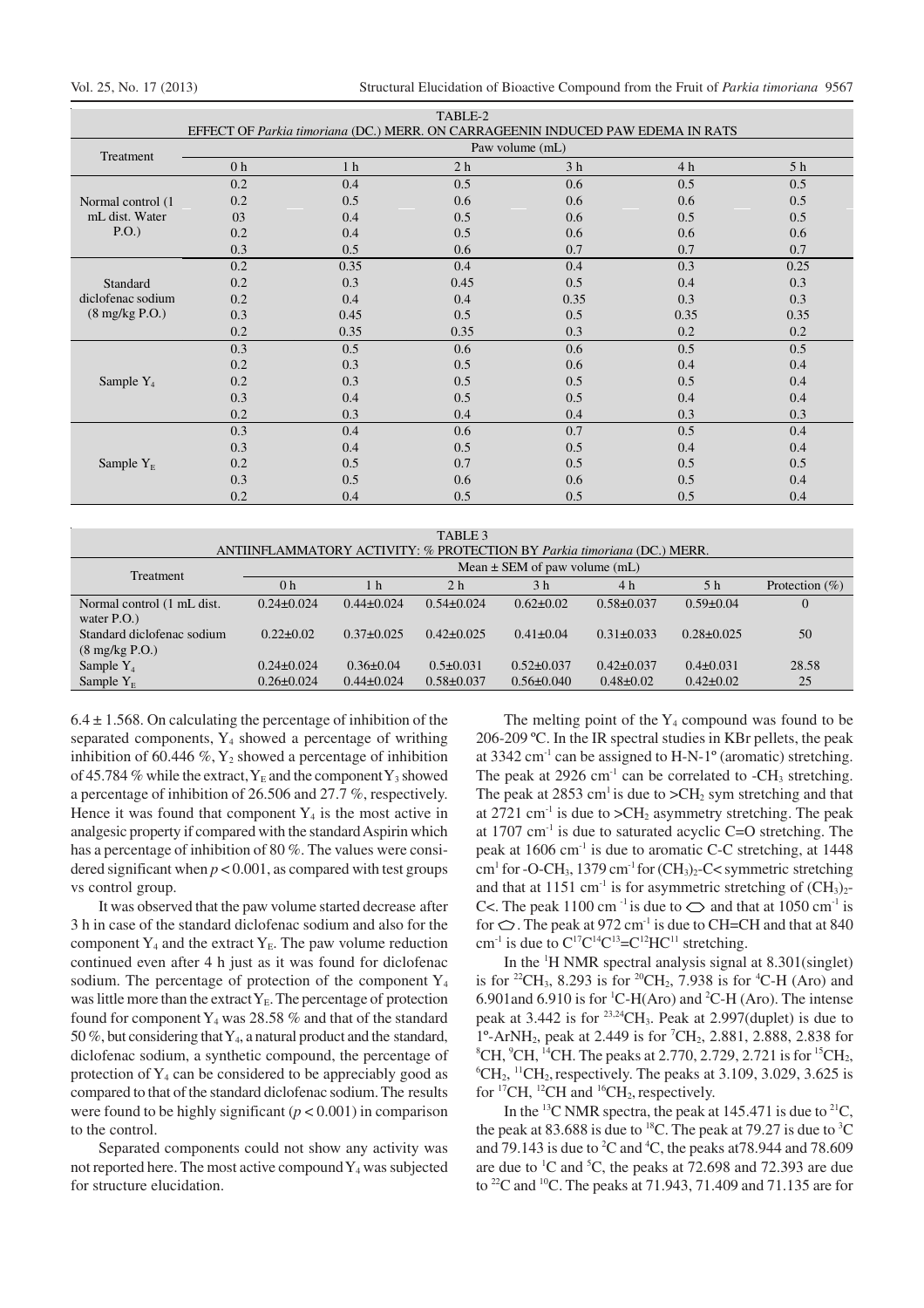TABLE-2

EFFECT OF *Parkia timoriana* (DC.) MERR. ON CARRAGEENIN INDUCED PAW EDEMA IN RATS

| Treatment | Paw volume (mL) | | | | | |
|---|---|---|---|---|---|---|
| | 0 h | 1 h | 2 h | 3 h | 4 h | 5 h |
| Normal control (1 mL dist. Water P.O.) | 0.2 | 0.4 | 0.5 | 0.6 | 0.5 | 0.5 |
| | 0.2 | 0.5 | 0.6 | 0.6 | 0.6 | 0.5 |
| | 03 | 0.4 | 0.5 | 0.6 | 0.5 | 0.5 |
| | 0.2 | 0.4 | 0.5 | 0.6 | 0.6 | 0.6 |
| | 0.3 | 0.5 | 0.6 | 0.7 | 0.7 | 0.7 |
| Standard diclofenac sodium (8 mg/kg P.O.) | 0.2 | 0.35 | 0.4 | 0.4 | 0.3 | 0.25 |
| | 0.2 | 0.3 | 0.45 | 0.5 | 0.4 | 0.3 |
| | 0.2 | 0.4 | 0.4 | 0.35 | 0.3 | 0.3 |
| | 0.3 | 0.45 | 0.5 | 0.5 | 0.35 | 0.35 |
| | 0.2 | 0.35 | 0.35 | 0.3 | 0.2 | 0.2 |
| Sample $Y_4$ | 0.3 | 0.5 | 0.6 | 0.6 | 0.5 | 0.5 |
| | 0.2 | 0.3 | 0.5 | 0.6 | 0.4 | 0.4 |
| | 0.2 | 0.3 | 0.5 | 0.5 | 0.5 | 0.4 |
| | 0.3 | 0.4 | 0.5 | 0.5 | 0.4 | 0.4 |
| | 0.2 | 0.3 | 0.4 | 0.4 | 0.3 | 0.3 |
| Sample $Y_E$ | 0.3 | 0.4 | 0.6 | 0.7 | 0.5 | 0.4 |
| | 0.3 | 0.4 | 0.5 | 0.5 | 0.4 | 0.4 |
| | 0.2 | 0.5 | 0.7 | 0.5 | 0.5 | 0.5 |
| | 0.3 | 0.5 | 0.6 | 0.6 | 0.5 | 0.4 |
| | 0.2 | 0.4 | 0.5 | 0.5 | 0.5 | 0.4 |

TABLE 3

ANTIINFLAMMATORY ACTIVITY: % PROTECTION BY *Parkia timoriana* (DC.) MERR.

| Treatment | Mean ± SEM of paw volume (mL) | | | | | | |
|---|---|---|---|---|---|---|---|
| | 0 h | 1 h | 2 h | 3 h | 4 h | 5 h | Protection (%) |
| Normal control (1 mL dist. water P.O.) | 0.24±0.024 | 0.44±0.024 | 0.54±0.024 | 0.62±0.02 | 0.58±0.037 | 0.59±0.04 | 0 |
| Standard diclofenac sodium (8 mg/kg P.O.) | 0.22±0.02 | 0.37±0.025 | 0.42±0.025 | 0.41±0.04 | 0.31±0.033 | 0.28±0.025 | 50 |
| Sample $Y_4$ | 0.24±0.024 | 0.36±0.04 | 0.5±0.031 | 0.52±0.037 | 0.42±0.037 | 0.4±0.031 | 28.58 |
| Sample $Y_E$ | 0.26±0.024 | 0.44±0.024 | 0.58±0.037 | 0.56±0.040 | 0.48±0.02 | 0.42±0.02 | 25 |

6.4 ± 1.568. On calculating the percentage of inhibition of the separated components, $Y_4$ showed a percentage of writhing inhibition of 60.446 %, $Y_2$ showed a percentage of inhibition of 45.784 % while the extract, $Y_E$ and the component $Y_3$ showed a percentage of inhibition of 26.506 and 27.7 %, respectively. Hence it was found that component $Y_4$ is the most active in analgesic property if compared with the standard Aspirin which has a percentage of inhibition of 80 %. The values were considered significant when $p < 0.001$, as compared with test groups vs control group.

It was observed that the paw volume started decrease after 3 h in case of the standard diclofenac sodium and also for the component $Y_4$ and the extract $Y_E$. The paw volume reduction continued even after 4 h just as it was found for diclofenac sodium. The percentage of protection of the component $Y_4$ was little more than the extract $Y_E$. The percentage of protection found for component $Y_4$ was 28.58 % and that of the standard 50 %, but considering that $Y_4$, a natural product and the standard, diclofenac sodium, a synthetic compound, the percentage of protection of $Y_4$ can be considered to be appreciably good as compared to that of the standard diclofenac sodium. The results were found to be highly significant ($p < 0.001$) in comparison to the control.

Separated components could not show any activity was not reported here. The most active compound $Y_4$ was subjected for structure elucidation.

The melting point of the $Y_4$ compound was found to be 206-209 ºC. In the IR spectral studies in KBr pellets, the peak at 3342 $cm^{-1}$ can be assigned to H-N-1º (aromatic) stretching. The peak at 2926 $cm^{-1}$ can be correlated to $-CH_3$ stretching. The peak at 2853 $cm^{1}$ is due to $>CH_2$ sym stretching and that at 2721 $cm^{-1}$ is due to $>CH_2$ asymmetry stretching. The peak at 1707 $cm^{-1}$ is due to saturated acyclic C=O stretching. The peak at 1606 $cm^{-1}$ is due to aromatic C-C stretching, at 1448 $cm^{1}$ for $-O-CH_3$, 1379 $cm^{-1}$ for $(CH_3)_2$-C< symmetric stretching and that at 1151 $cm^{-1}$ is for asymmetric stretching of $(CH_3)_2$-C<. The peak 1100 $cm^{-1}$ is due to ⬭ and that at 1050 $cm^{-1}$ is for ⬠. The peak at 972 $cm^{-1}$ is due to CH=CH and that at 840 $cm^{-1}$ is due to $C^{17}C^{14}C^{13}$=$C^{12}HC^{11}$ stretching.

In the $^{1}$H NMR spectral analysis signal at 8.301(singlet) is for $^{22}CH_3$, 8.293 is for $^{20}CH_2$, 7.938 is for $^{4}$C-H (Aro) and 6.901and 6.910 is for $^{1}$C-H(Aro) and $^{2}$C-H (Aro). The intense peak at 3.442 is for $^{23,24}CH_3$. Peak at 2.997(duplet) is due to 1º-$ArNH_2$, peak at 2.449 is for $^{7}CH_2$, 2.881, 2.888, 2.838 for $^{8}$CH, $^{9}$CH, $^{14}$CH. The peaks at 2.770, 2.729, 2.721 is for $^{15}CH_2$, $^{6}CH_2$, $^{11}CH_2$, respectively. The peaks at 3.109, 3.029, 3.625 is for $^{17}$CH, $^{12}$CH and $^{16}CH_2$, respectively.

In the $^{13}$C NMR spectra, the peak at 145.471 is due to $^{21}$C, the peak at 83.688 is due to $^{18}$C. The peak at 79.27 is due to $^{3}$C and 79.143 is due to $^{2}$C and $^{4}$C, the peaks at78.944 and 78.609 are due to $^{1}$C and $^{5}$C, the peaks at 72.698 and 72.393 are due to $^{22}$C and $^{10}$C. The peaks at 71.943, 71.409 and 71.135 are for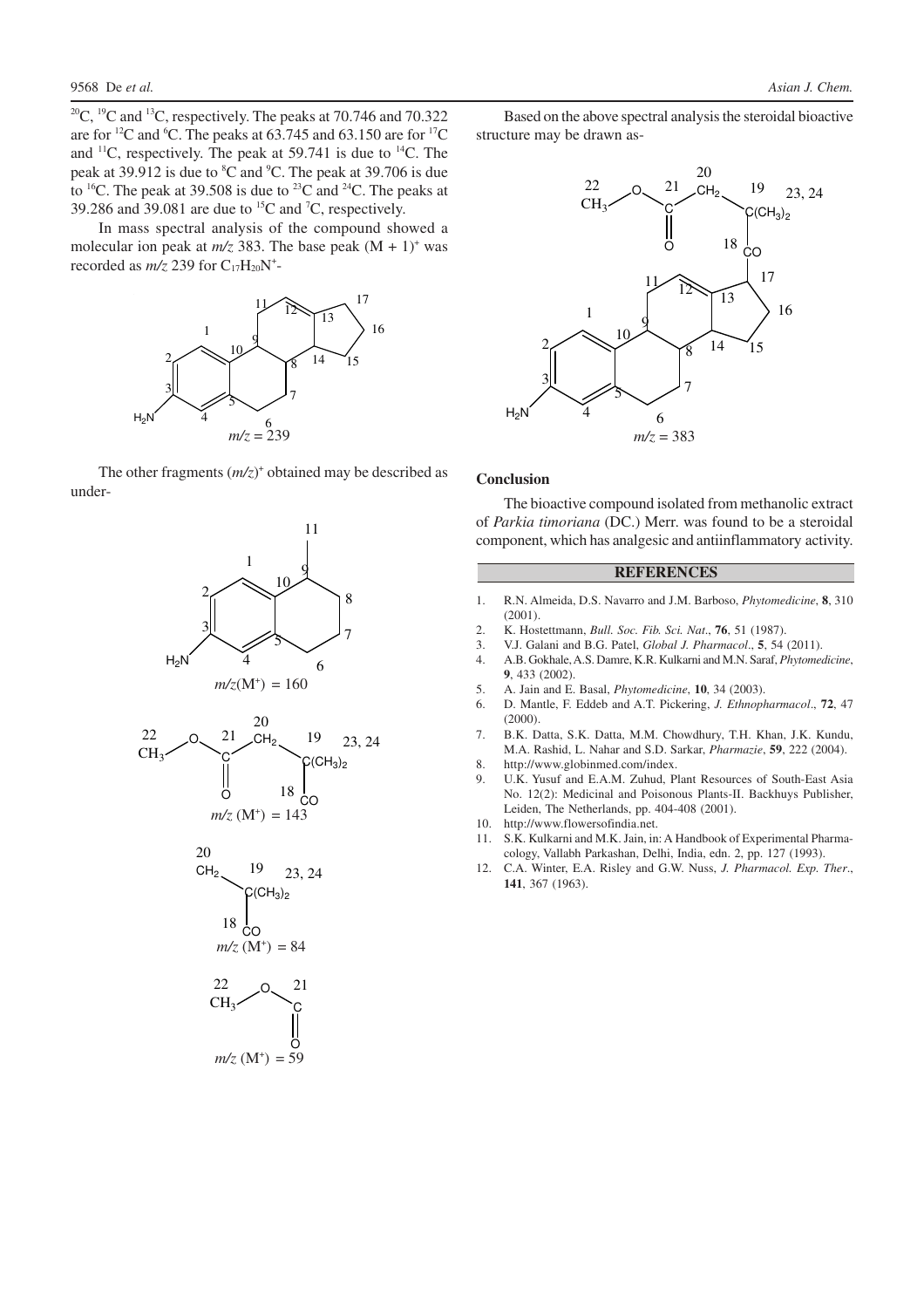$^{20}$C, $^{19}$C and $^{13}$C, respectively. The peaks at 70.746 and 70.322 are for $^{12}$C and $^{6}$C. The peaks at 63.745 and 63.150 are for $^{17}$C and $^{11}$C, respectively. The peak at 59.741 is due to $^{14}$C. The peak at 39.912 is due to $^{8}$C and $^{9}$C. The peak at 39.706 is due to $^{16}$C. The peak at 39.508 is due to $^{23}$C and $^{24}$C. The peaks at 39.286 and 39.081 are due to $^{15}$C and $^{7}$C, respectively.

In mass spectral analysis of the compound showed a molecular ion peak at *m/z* 383. The base peak $(M + 1)^+$ was recorded as *m/z* 239 for $C_{17}H_{20}N^+$-

*m/z* = 239

The other fragments $(m/z)^+$ obtained may be described as under-

$m/z(M^+) = 160$

$m/z(M^+) = 143$

$m/z(M^+) = 84$

$m/z(M^+) = 59$

Based on the above spectral analysis the steroidal bioactive structure may be drawn as-

*m/z* = 383

## Conclusion

The bioactive compound isolated from methanolic extract of *Parkia timoriana* (DC.) Merr. was found to be a steroidal component, which has analgesic and antiinflammatory activity.

## REFERENCES

1. R.N. Almeida, D.S. Navarro and J.M. Barboso, *Phytomedicine*, **8**, 310 (2001).
2. K. Hostettmann, *Bull. Soc. Fib. Sci. Nat*., **76**, 51 (1987).
3. V.J. Galani and B.G. Patel, *Global J. Pharmacol*., **5**, 54 (2011).
4. A.B. Gokhale, A.S. Damre, K.R. Kulkarni and M.N. Saraf, *Phytomedicine*, **9**, 433 (2002).
5. A. Jain and E. Basal, *Phytomedicine*, **10**, 34 (2003).
6. D. Mantle, F. Eddeb and A.T. Pickering, *J. Ethnopharmacol*., **72**, 47 (2000).
7. B.K. Datta, S.K. Datta, M.M. Chowdhury, T.H. Khan, J.K. Kundu, M.A. Rashid, L. Nahar and S.D. Sarkar, *Pharmazie*, **59**, 222 (2004).
8. http://www.globinmed.com/index.
9. U.K. Yusuf and E.A.M. Zuhud, Plant Resources of South-East Asia No. 12(2): Medicinal and Poisonous Plants-II. Backhuys Publisher, Leiden, The Netherlands, pp. 404-408 (2001).
10. http://www.flowersofindia.net.
11. S.K. Kulkarni and M.K. Jain, in: A Handbook of Experimental Pharmacology, Vallabh Parkashan, Delhi, India, edn. 2, pp. 127 (1993).
12. C.A. Winter, E.A. Risley and G.W. Nuss, *J. Pharmacol. Exp. Ther*., **141**, 367 (1963).